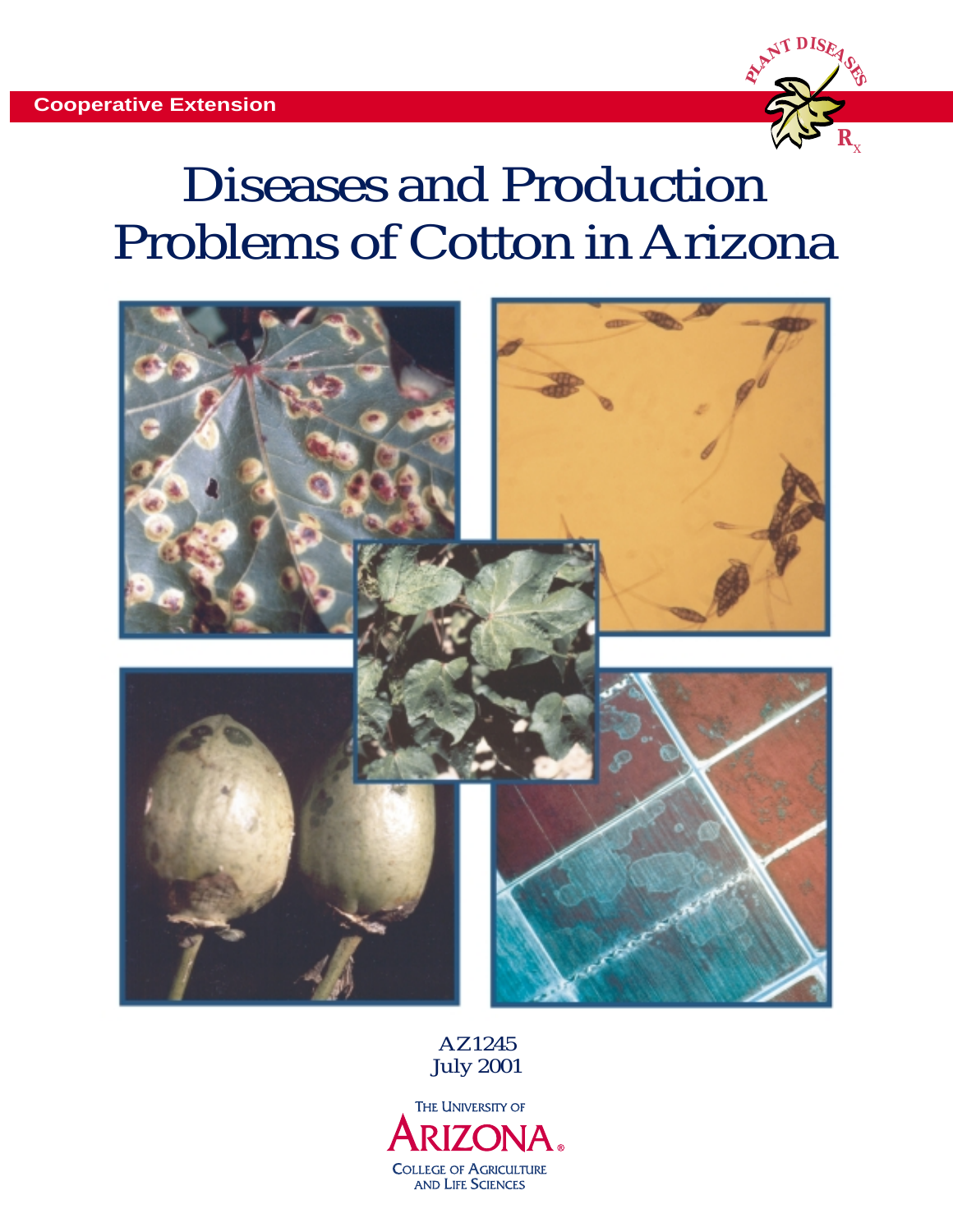Cooperative Extension

PLANT DISEASES Rx

# Diseases and Production Problems of Cotton in Arizona

AZ1245
July 2001

THE UNIVERSITY OF
ARIZONA®
COLLEGE OF AGRICULTURE
AND LIFE SCIENCES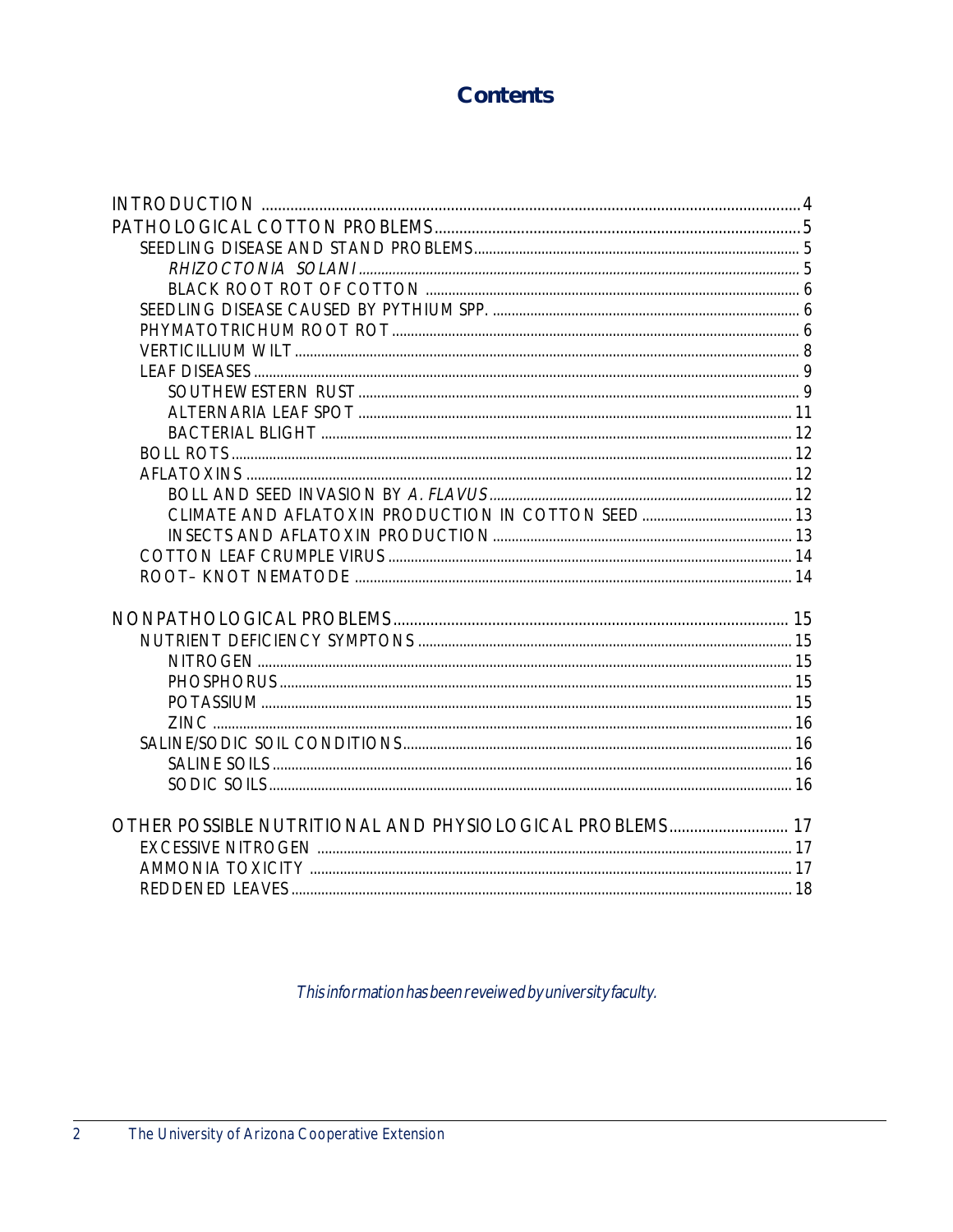# Contents

- INTRODUCTION .... 4
- PATHOLOGICAL COTTON PROBLEMS .... 5
  - SEEDLING DISEASE AND STAND PROBLEMS .... 5
    - *RHIZOCTONIA SOLANI* .... 5
    - BLACK ROOT ROT OF COTTON .... 6
  - SEEDLING DISEASE CAUSED BY PYTHIUM SPP. .... 6
  - PHYMATOTRICHUM ROOT ROT .... 6
  - VERTICILLIUM WILT .... 8
  - LEAF DISEASES .... 9
    - SOUTHEWESTERN RUST .... 9
    - ALTERNARIA LEAF SPOT .... 11
    - BACTERIAL BLIGHT .... 12
  - BOLL ROTS .... 12
  - AFLATOXINS .... 12
    - BOLL AND SEED INVASION BY *A. FLAVUS* .... 12
    - CLIMATE AND AFLATOXIN PRODUCTION IN COTTON SEED .... 13
    - INSECTS AND AFLATOXIN PRODUCTION .... 13
  - COTTON LEAF CRUMPLE VIRUS .... 14
  - ROOT– KNOT NEMATODE .... 14
- NONPATHOLOGICAL PROBLEMS .... 15
  - NUTRIENT DEFICIENCY SYMPTONS .... 15
    - NITROGEN .... 15
    - PHOSPHORUS .... 15
    - POTASSIUM .... 15
    - ZINC .... 16
  - SALINE/SODIC SOIL CONDITIONS .... 16
    - SALINE SOILS .... 16
    - SODIC SOILS .... 16
- OTHER POSSIBLE NUTRITIONAL AND PHYSIOLOGICAL PROBLEMS .... 17
  - EXCESSIVE NITROGEN .... 17
  - AMMONIA TOXICITY .... 17
  - REDDENED LEAVES .... 18

*This information has been reveiwed by university faculty.*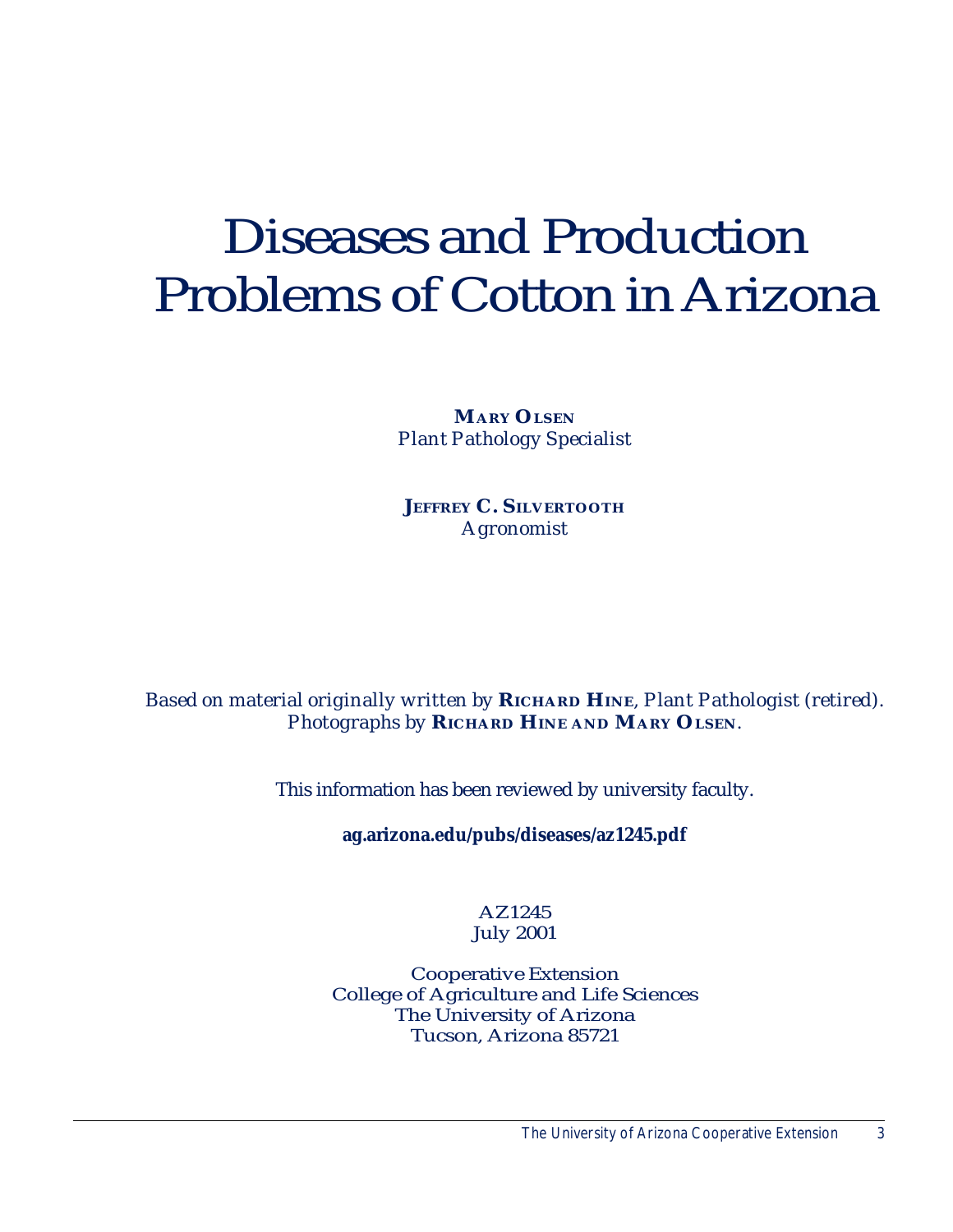# Diseases and Production Problems of Cotton in Arizona

**MARY OLSEN**
*Plant Pathology Specialist*

**JEFFREY C. SILVERTOOTH**
*Agronomist*

*Based on material originally written by* **RICHARD HINE**, *Plant Pathologist (retired).*
*Photographs by* **RICHARD HINE AND MARY OLSEN**.

This information has been reviewed by university faculty.

**ag.arizona.edu/pubs/diseases/az1245.pdf**

AZ1245
July 2001

Cooperative Extension
College of Agriculture and Life Sciences
The University of Arizona
Tucson, Arizona 85721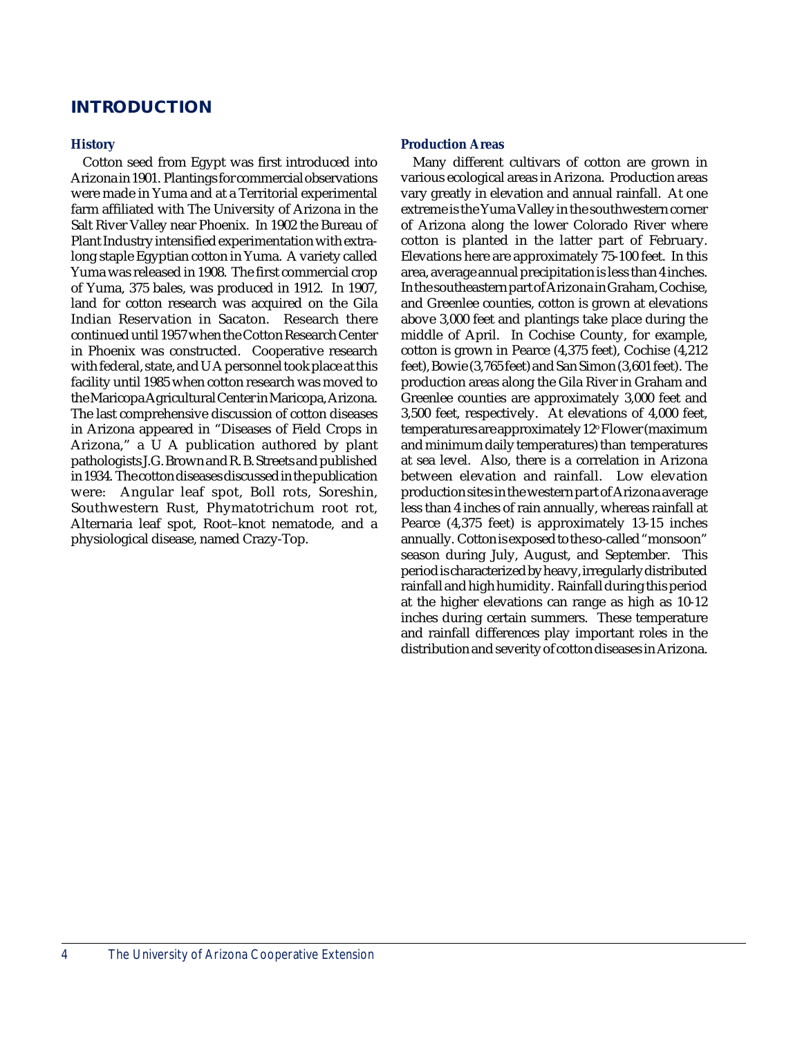# INTRODUCTION

### History

Cotton seed from Egypt was first introduced into Arizona in 1901. Plantings for commercial observations were made in Yuma and at a Territorial experimental farm affiliated with The University of Arizona in the Salt River Valley near Phoenix. In 1902 the Bureau of Plant Industry intensified experimentation with extra-long staple Egyptian cotton in Yuma. A variety called Yuma was released in 1908. The first commercial crop of Yuma, 375 bales, was produced in 1912. In 1907, land for cotton research was acquired on the Gila Indian Reservation in Sacaton. Research there continued until 1957 when the Cotton Research Center in Phoenix was constructed. Cooperative research with federal, state, and UA personnel took place at this facility until 1985 when cotton research was moved to the Maricopa Agricultural Center in Maricopa, Arizona. The last comprehensive discussion of cotton diseases in Arizona appeared in "Diseases of Field Crops in Arizona," a U A publication authored by plant pathologists J.G. Brown and R. B. Streets and published in 1934. The cotton diseases discussed in the publication were: Angular leaf spot, Boll rots, Soreshin, Southwestern Rust, Phymatotrichum root rot, Alternaria leaf spot, Root–knot nematode, and a physiological disease, named Crazy-Top.

### Production Areas

Many different cultivars of cotton are grown in various ecological areas in Arizona. Production areas vary greatly in elevation and annual rainfall. At one extreme is the Yuma Valley in the southwestern corner of Arizona along the lower Colorado River where cotton is planted in the latter part of February. Elevations here are approximately 75-100 feet. In this area, average annual precipitation is less than 4 inches. In the southeastern part of Arizona in Graham, Cochise, and Greenlee counties, cotton is grown at elevations above 3,000 feet and plantings take place during the middle of April. In Cochise County, for example, cotton is grown in Pearce (4,375 feet), Cochise (4,212 feet), Bowie (3,765 feet) and San Simon (3,601 feet). The production areas along the Gila River in Graham and Greenlee counties are approximately 3,000 feet and 3,500 feet, respectively. At elevations of 4,000 feet, temperatures are approximately 12° F lower (maximum and minimum daily temperatures) than temperatures at sea level. Also, there is a correlation in Arizona between elevation and rainfall. Low elevation production sites in the western part of Arizona average less than 4 inches of rain annually, whereas rainfall at Pearce (4,375 feet) is approximately 13-15 inches annually. Cotton is exposed to the so-called "monsoon" season during July, August, and September. This period is characterized by heavy, irregularly distributed rainfall and high humidity. Rainfall during this period at the higher elevations can range as high as 10-12 inches during certain summers. These temperature and rainfall differences play important roles in the distribution and severity of cotton diseases in Arizona.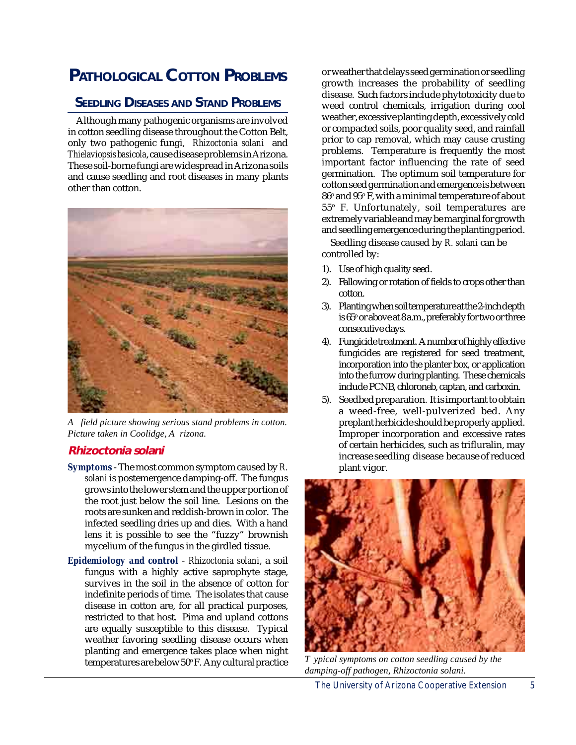# Pathological Cotton Problems

## Seedling Diseases and Stand Problems

Although many pathogenic organisms are involved in cotton seedling disease throughout the Cotton Belt, only two pathogenic fungi, *Rhizoctonia solani* and *Thielaviopsis basicola*, cause disease problems in Arizona. These soil-borne fungi are widespread in Arizona soils and cause seedling and root diseases in many plants other than cotton.

*A field picture showing serious stand problems in cotton. Picture taken in Coolidge, Arizona.*

### *Rhizoctonia solani*

**Symptoms** - The most common symptom caused by *R. solani* is postemergence damping-off. The fungus grows into the lower stem and the upper portion of the root just below the soil line. Lesions on the roots are sunken and reddish-brown in color. The infected seedling dries up and dies. With a hand lens it is possible to see the "fuzzy" brownish mycelium of the fungus in the girdled tissue.

**Epidemiology and control** - *Rhizoctonia solani*, a soil fungus with a highly active saprophyte stage, survives in the soil in the absence of cotton for indefinite periods of time. The isolates that cause disease in cotton are, for all practical purposes, restricted to that host. Pima and upland cottons are equally susceptible to this disease. Typical weather favoring seedling disease occurs when planting and emergence takes place when night temperatures are below 50° F. Any cultural practice or weather that delays seed germination or seedling growth increases the probability of seedling disease. Such factors include phytotoxicity due to weed control chemicals, irrigation during cool weather, excessive planting depth, excessively cold or compacted soils, poor quality seed, and rainfall prior to cap removal, which may cause crusting problems. Temperature is frequently the most important factor influencing the rate of seed germination. The optimum soil temperature for cotton seed germination and emergence is between 86° and 95° F, with a minimal temperature of about 55° F. Unfortunately, soil temperatures are extremely variable and may be marginal for growth and seedling emergence during the planting period.

Seedling disease caused by *R. solani* can be controlled by:

1). Use of high quality seed.
2). Fallowing or rotation of fields to crops other than cotton.
3). Planting when soil temperature at the 2-inch depth is 65° or above at 8 a.m., preferably for two or three consecutive days.
4). Fungicide treatment. A number of highly effective fungicides are registered for seed treatment, incorporation into the planter box, or application into the furrow during planting. These chemicals include PCNB, chloroneb, captan, and carboxin.
5). Seedbed preparation. It is important to obtain a weed-free, well-pulverized bed. Any preplant herbicide should be properly applied. Improper incorporation and excessive rates of certain herbicides, such as trifluralin, may increase seedling disease because of reduced plant vigor.

*Typical symptoms on cotton seedling caused by the damping-off pathogen, Rhizoctonia solani.*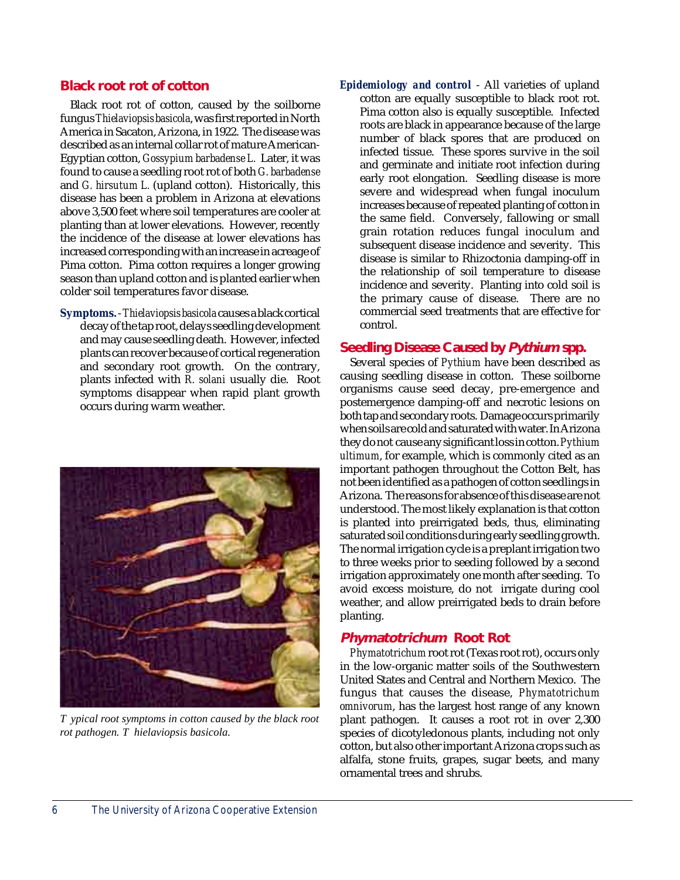## Black root rot of cotton

Black root rot of cotton, caused by the soilborne fungus *Thielaviopsis basicola*, was first reported in North America in Sacaton, Arizona, in 1922. The disease was described as an internal collar rot of mature American-Egyptian cotton, *Gossypium barbadense L.* Later, it was found to cause a seedling root rot of both *G. barbadense* and *G. hirsutum L.* (upland cotton). Historically, this disease has been a problem in Arizona at elevations above 3,500 feet where soil temperatures are cooler at planting than at lower elevations. However, recently the incidence of the disease at lower elevations has increased corresponding with an increase in acreage of Pima cotton. Pima cotton requires a longer growing season than upland cotton and is planted earlier when colder soil temperatures favor disease.

**Symptoms.** - *Thielaviopsis basicola* causes a black cortical decay of the tap root, delays seedling development and may cause seedling death. However, infected plants can recover because of cortical regeneration and secondary root growth. On the contrary, plants infected with *R. solani* usually die. Root symptoms disappear when rapid plant growth occurs during warm weather.

*Typical root symptoms in cotton caused by the black root rot pathogen. Thielaviopsis basicola.*

**Epidemiology and control** - All varieties of upland cotton are equally susceptible to black root rot. Pima cotton also is equally susceptible. Infected roots are black in appearance because of the large number of black spores that are produced on infected tissue. These spores survive in the soil and germinate and initiate root infection during early root elongation. Seedling disease is more severe and widespread when fungal inoculum increases because of repeated planting of cotton in the same field. Conversely, fallowing or small grain rotation reduces fungal inoculum and subsequent disease incidence and severity. This disease is similar to Rhizoctonia damping-off in the relationship of soil temperature to disease incidence and severity. Planting into cold soil is the primary cause of disease. There are no commercial seed treatments that are effective for control.

## Seedling Disease Caused by *Pythium* spp.

Several species of *Pythium* have been described as causing seedling disease in cotton. These soilborne organisms cause seed decay, pre-emergence and postemergence damping-off and necrotic lesions on both tap and secondary roots. Damage occurs primarily when soils are cold and saturated with water. In Arizona they do not cause any significant loss in cotton. *Pythium ultimum*, for example, which is commonly cited as an important pathogen throughout the Cotton Belt, has not been identified as a pathogen of cotton seedlings in Arizona. The reasons for absence of this disease are not understood. The most likely explanation is that cotton is planted into preirrigated beds, thus, eliminating saturated soil conditions during early seedling growth. The normal irrigation cycle is a preplant irrigation two to three weeks prior to seeding followed by a second irrigation approximately one month after seeding. To avoid excess moisture, do not irrigate during cool weather, and allow preirrigated beds to drain before planting.

## *Phymatotrichum* Root Rot

*Phymatotrichum* root rot (Texas root rot), occurs only in the low-organic matter soils of the Southwestern United States and Central and Northern Mexico. The fungus that causes the disease, *Phymatotrichum omnivorum*, has the largest host range of any known plant pathogen. It causes a root rot in over 2,300 species of dicotyledonous plants, including not only cotton, but also other important Arizona crops such as alfalfa, stone fruits, grapes, sugar beets, and many ornamental trees and shrubs.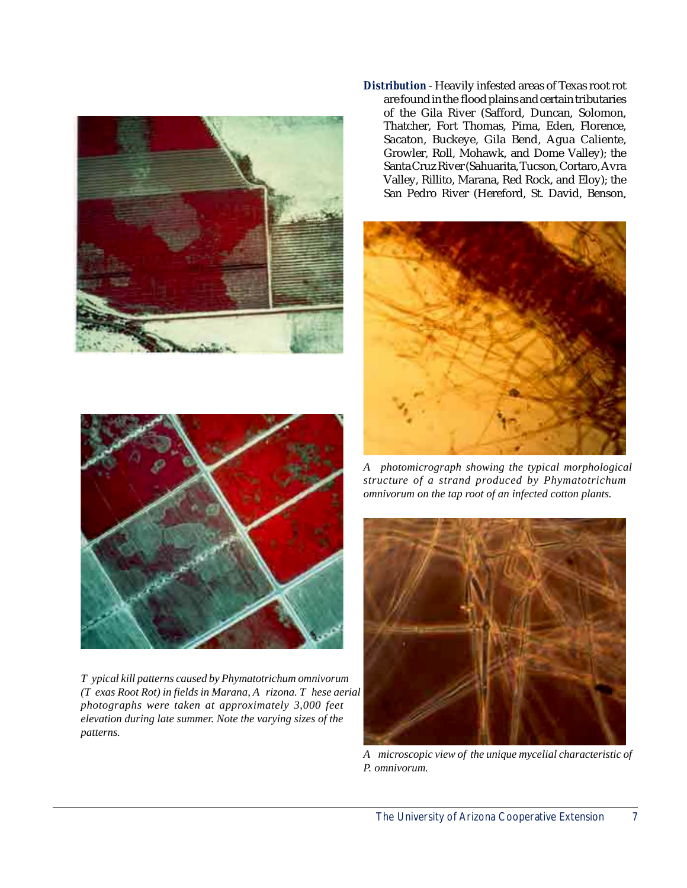*Typical kill patterns caused by Phymatotrichum omnivorum (Texas Root Rot) in fields in Marana, Arizona. These aerial photographs were taken at approximately 3,000 feet elevation during late summer. Note the varying sizes of the patterns.*

**Distribution** - Heavily infested areas of Texas root rot are found in the flood plains and certain tributaries of the Gila River (Safford, Duncan, Solomon, Thatcher, Fort Thomas, Pima, Eden, Florence, Sacaton, Buckeye, Gila Bend, Agua Caliente, Growler, Roll, Mohawk, and Dome Valley); the Santa Cruz River (Sahuarita, Tucson, Cortaro, Avra Valley, Rillito, Marana, Red Rock, and Eloy); the San Pedro River (Hereford, St. David, Benson,

*A photomicrograph showing the typical morphological structure of a strand produced by Phymatotrichum omnivorum on the tap root of an infected cotton plants.*

*A microscopic view of the unique mycelial characteristic of P. omnivorum.*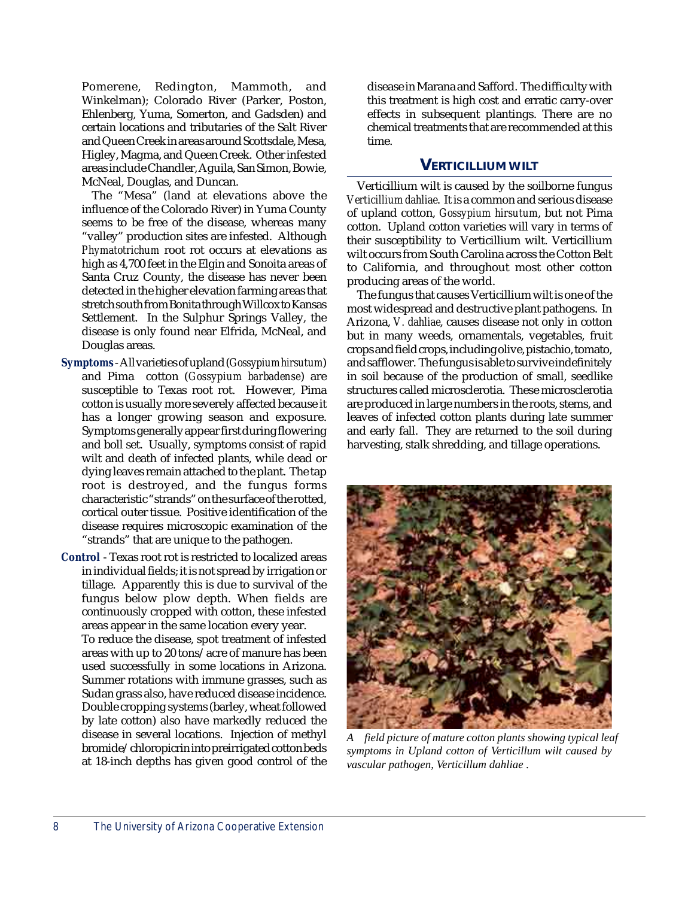Pomerene, Redington, Mammoth, and Winkelman); Colorado River (Parker, Poston, Ehlenberg, Yuma, Somerton, and Gadsden) and certain locations and tributaries of the Salt River and Queen Creek in areas around Scottsdale, Mesa, Higley, Magma, and Queen Creek. Other infested areas include Chandler, Aguila, San Simon, Bowie, McNeal, Douglas, and Duncan.

The "Mesa" (land at elevations above the influence of the Colorado River) in Yuma County seems to be free of the disease, whereas many "valley" production sites are infested. Although *Phymatotrichum* root rot occurs at elevations as high as 4,700 feet in the Elgin and Sonoita areas of Santa Cruz County, the disease has never been detected in the higher elevation farming areas that stretch south from Bonita through Willcox to Kansas Settlement. In the Sulphur Springs Valley, the disease is only found near Elfrida, McNeal, and Douglas areas.

**Symptoms** - All varieties of upland (*Gossypium hirsutum*) and Pima cotton (*Gossypium barbadense*) are susceptible to Texas root rot. However, Pima cotton is usually more severely affected because it has a longer growing season and exposure. Symptoms generally appear first during flowering and boll set. Usually, symptoms consist of rapid wilt and death of infected plants, while dead or dying leaves remain attached to the plant. The tap root is destroyed, and the fungus forms characteristic "strands" on the surface of the rotted, cortical outer tissue. Positive identification of the disease requires microscopic examination of the "strands" that are unique to the pathogen.

**Control** - Texas root rot is restricted to localized areas in individual fields; it is not spread by irrigation or tillage. Apparently this is due to survival of the fungus below plow depth. When fields are continuously cropped with cotton, these infested areas appear in the same location every year.

To reduce the disease, spot treatment of infested areas with up to 20 tons/acre of manure has been used successfully in some locations in Arizona. Summer rotations with immune grasses, such as Sudan grass also, have reduced disease incidence. Double cropping systems (barley, wheat followed by late cotton) also have markedly reduced the disease in several locations. Injection of methyl bromide/chloropicrin into preirrigated cotton beds at 18-inch depths has given good control of the disease in Marana and Safford. The difficulty with this treatment is high cost and erratic carry-over effects in subsequent plantings. There are no chemical treatments that are recommended at this time.

## VERTICILLIUM WILT

Verticillium wilt is caused by the soilborne fungus *Verticillium dahliae*. It is a common and serious disease of upland cotton, *Gossypium hirsutum*, but not Pima cotton. Upland cotton varieties will vary in terms of their susceptibility to Verticillium wilt. Verticillium wilt occurs from South Carolina across the Cotton Belt to California, and throughout most other cotton producing areas of the world.

The fungus that causes Verticillium wilt is one of the most widespread and destructive plant pathogens. In Arizona, *V. dahliae*, causes disease not only in cotton but in many weeds, ornamentals, vegetables, fruit crops and field crops, including olive, pistachio, tomato, and safflower. The fungus is able to survive indefinitely in soil because of the production of small, seedlike structures called microsclerotia. These microsclerotia are produced in large numbers in the roots, stems, and leaves of infected cotton plants during late summer and early fall. They are returned to the soil during harvesting, stalk shredding, and tillage operations.

*A field picture of mature cotton plants showing typical leaf symptoms in Upland cotton of Verticillum wilt caused by vascular pathogen, Verticillum dahliae .*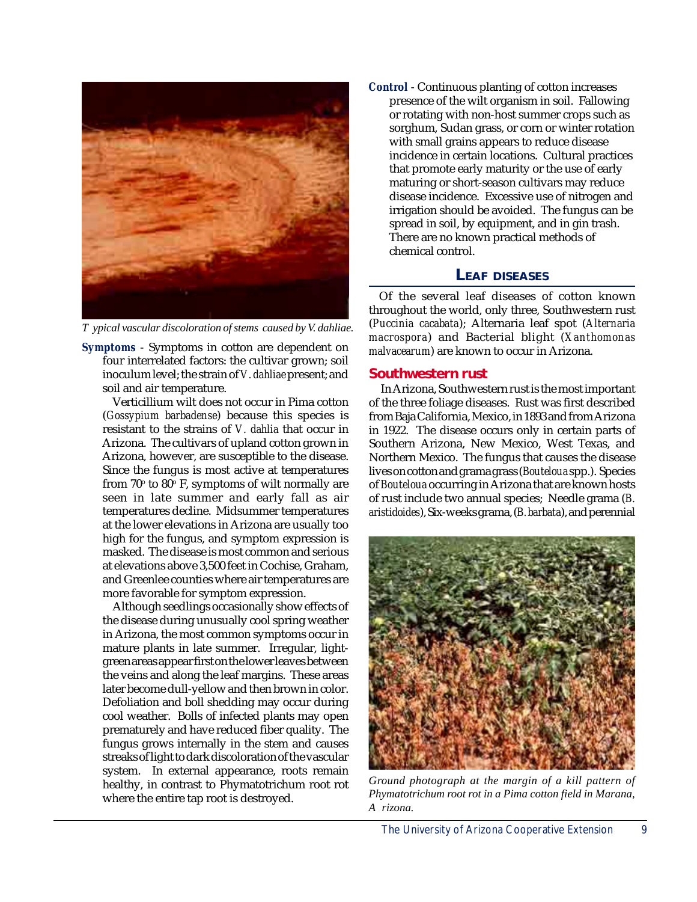*Typical vascular discoloration of stems caused by V. dahliae.*

**Symptoms** - Symptoms in cotton are dependent on four interrelated factors: the cultivar grown; soil inoculum level; the strain of *V. dahliae* present; and soil and air temperature.

Verticillium wilt does not occur in Pima cotton (*Gossypium barbadense*) because this species is resistant to the strains of *V. dahlia* that occur in Arizona. The cultivars of upland cotton grown in Arizona, however, are susceptible to the disease. Since the fungus is most active at temperatures from 70° to 80° F, symptoms of wilt normally are seen in late summer and early fall as air temperatures decline. Midsummer temperatures at the lower elevations in Arizona are usually too high for the fungus, and symptom expression is masked. The disease is most common and serious at elevations above 3,500 feet in Cochise, Graham, and Greenlee counties where air temperatures are more favorable for symptom expression.

Although seedlings occasionally show effects of the disease during unusually cool spring weather in Arizona, the most common symptoms occur in mature plants in late summer. Irregular, light-green areas appear first on the lower leaves between the veins and along the leaf margins. These areas later become dull-yellow and then brown in color. Defoliation and boll shedding may occur during cool weather. Bolls of infected plants may open prematurely and have reduced fiber quality. The fungus grows internally in the stem and causes streaks of light to dark discoloration of the vascular system. In external appearance, roots remain healthy, in contrast to Phymatotrichum root rot where the entire tap root is destroyed.

**Control** - Continuous planting of cotton increases presence of the wilt organism in soil. Fallowing or rotating with non-host summer crops such as sorghum, Sudan grass, or corn or winter rotation with small grains appears to reduce disease incidence in certain locations. Cultural practices that promote early maturity or the use of early maturing or short-season cultivars may reduce disease incidence. Excessive use of nitrogen and irrigation should be avoided. The fungus can be spread in soil, by equipment, and in gin trash. There are no known practical methods of chemical control.

## LEAF DISEASES

Of the several leaf diseases of cotton known throughout the world, only three, Southwestern rust (*Puccinia cacabata*); Alternaria leaf spot (*Alternaria macrospora*) and Bacterial blight (*Xanthomonas malvacearum*) are known to occur in Arizona.

### Southwestern rust

In Arizona, Southwestern rust is the most important of the three foliage diseases. Rust was first described from Baja California, Mexico, in 1893 and from Arizona in 1922. The disease occurs only in certain parts of Southern Arizona, New Mexico, West Texas, and Northern Mexico. The fungus that causes the disease lives on cotton and grama grass (*Bouteloua* spp.). Species of *Bouteloua* occurring in Arizona that are known hosts of rust include two annual species; Needle grama (*B. aristidoides*), Six-weeks grama, (*B. barbata*), and perennial

*Ground photograph at the margin of a kill pattern of Phymatotrichum root rot in a Pima cotton field in Marana, Arizona.*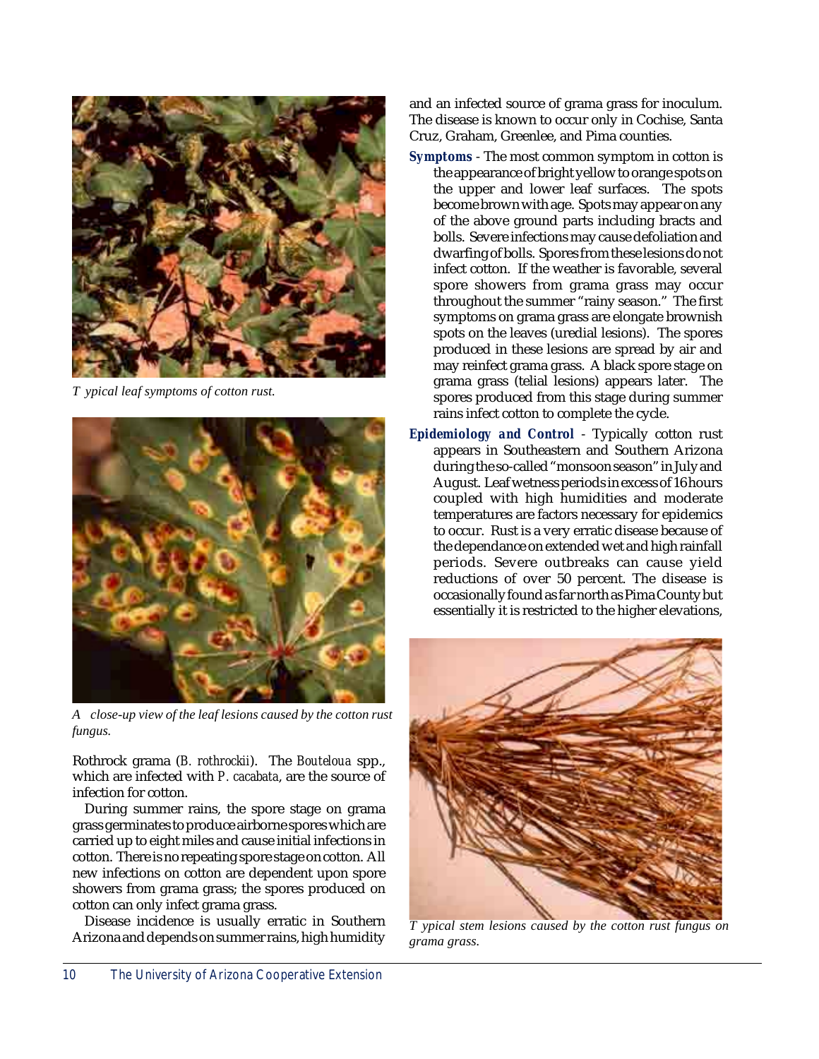*Typical leaf symptoms of cotton rust.*

*A close-up view of the leaf lesions caused by the cotton rust fungus.*

Rothrock grama (*B. rothrockii*). The *Bouteloua* spp., which are infected with *P. cacabata*, are the source of infection for cotton.

During summer rains, the spore stage on grama grass germinates to produce airborne spores which are carried up to eight miles and cause initial infections in cotton. There is no repeating spore stage on cotton. All new infections on cotton are dependent upon spore showers from grama grass; the spores produced on cotton can only infect grama grass.

Disease incidence is usually erratic in Southern Arizona and depends on summer rains, high humidity and an infected source of grama grass for inoculum. The disease is known to occur only in Cochise, Santa Cruz, Graham, Greenlee, and Pima counties.

**Symptoms** - The most common symptom in cotton is the appearance of bright yellow to orange spots on the upper and lower leaf surfaces. The spots become brown with age. Spots may appear on any of the above ground parts including bracts and bolls. Severe infections may cause defoliation and dwarfing of bolls. Spores from these lesions do not infect cotton. If the weather is favorable, several spore showers from grama grass may occur throughout the summer "rainy season." The first symptoms on grama grass are elongate brownish spots on the leaves (uredial lesions). The spores produced in these lesions are spread by air and may reinfect grama grass. A black spore stage on grama grass (telial lesions) appears later. The spores produced from this stage during summer rains infect cotton to complete the cycle.

**Epidemiology and Control** - Typically cotton rust appears in Southeastern and Southern Arizona during the so-called "monsoon season" in July and August. Leaf wetness periods in excess of 16 hours coupled with high humidities and moderate temperatures are factors necessary for epidemics to occur. Rust is a very erratic disease because of the dependance on extended wet and high rainfall periods. Severe outbreaks can cause yield reductions of over 50 percent. The disease is occasionally found as far north as Pima County but essentially it is restricted to the higher elevations,

*Typical stem lesions caused by the cotton rust fungus on grama grass.*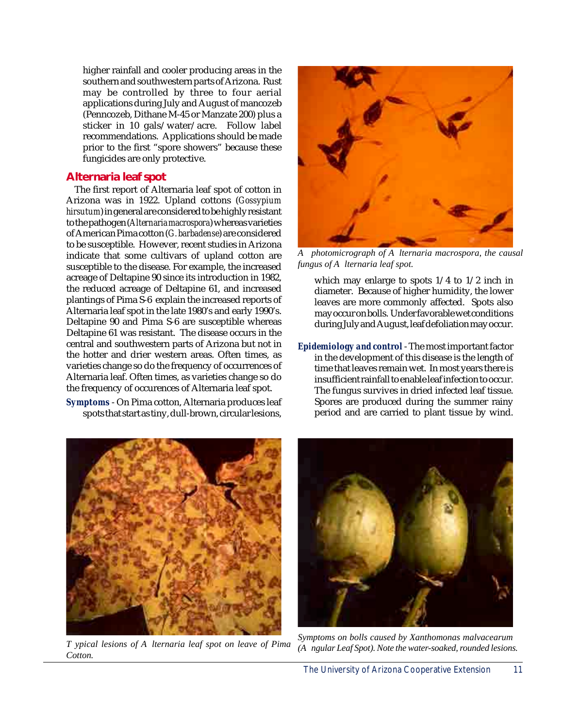higher rainfall and cooler producing areas in the southern and southwestern parts of Arizona. Rust may be controlled by three to four aerial applications during July and August of mancozeb (Penncozeb, Dithane M-45 or Manzate 200) plus a sticker in 10 gals/water/acre. Follow label recommendations. Applications should be made prior to the first "spore showers" because these fungicides are only protective.

## Alternaria leaf spot

The first report of Alternaria leaf spot of cotton in Arizona was in 1922. Upland cottons (*Gossypium hirsutum*) in general are considered to be highly resistant to the pathogen (*Alternaria macrospora*) whereas varieties of American Pima cotton (*G. barbadense*) are considered to be susceptible. However, recent studies in Arizona indicate that some cultivars of upland cotton are susceptible to the disease. For example, the increased acreage of Deltapine 90 since its introduction in 1982, the reduced acreage of Deltapine 61, and increased plantings of Pima S-6 explain the increased reports of Alternaria leaf spot in the late 1980's and early 1990's. Deltapine 90 and Pima S-6 are susceptible whereas Deltapine 61 was resistant. The disease occurs in the central and southwestern parts of Arizona but not in the hotter and drier western areas. Often times, as varieties change so do the frequency of occurrences of Alternaria leaf. Often times, as varieties change so do the frequency of occurences of Alternaria leaf spot.

**Symptoms** - On Pima cotton, Alternaria produces leaf spots that start as tiny, dull-brown, circular lesions, which may enlarge to spots 1/4 to 1/2 inch in diameter. Because of higher humidity, the lower leaves are more commonly affected. Spots also may occur on bolls. Under favorable wet conditions during July and August, leaf defoliation may occur.

*A photomicrograph of Alternaria macrospora, the causal fungus of Alternaria leaf spot.*

**Epidemiology and control** - The most important factor in the development of this disease is the length of time that leaves remain wet. In most years there is insufficient rainfall to enable leaf infection to occur. The fungus survives in dried infected leaf tissue. Spores are produced during the summer rainy period and are carried to plant tissue by wind.

*Typical lesions of Alternaria leaf spot on leave of Pima Cotton.*

*Symptoms on bolls caused by Xanthomonas malvacearum (Angular Leaf Spot). Note the water-soaked, rounded lesions.*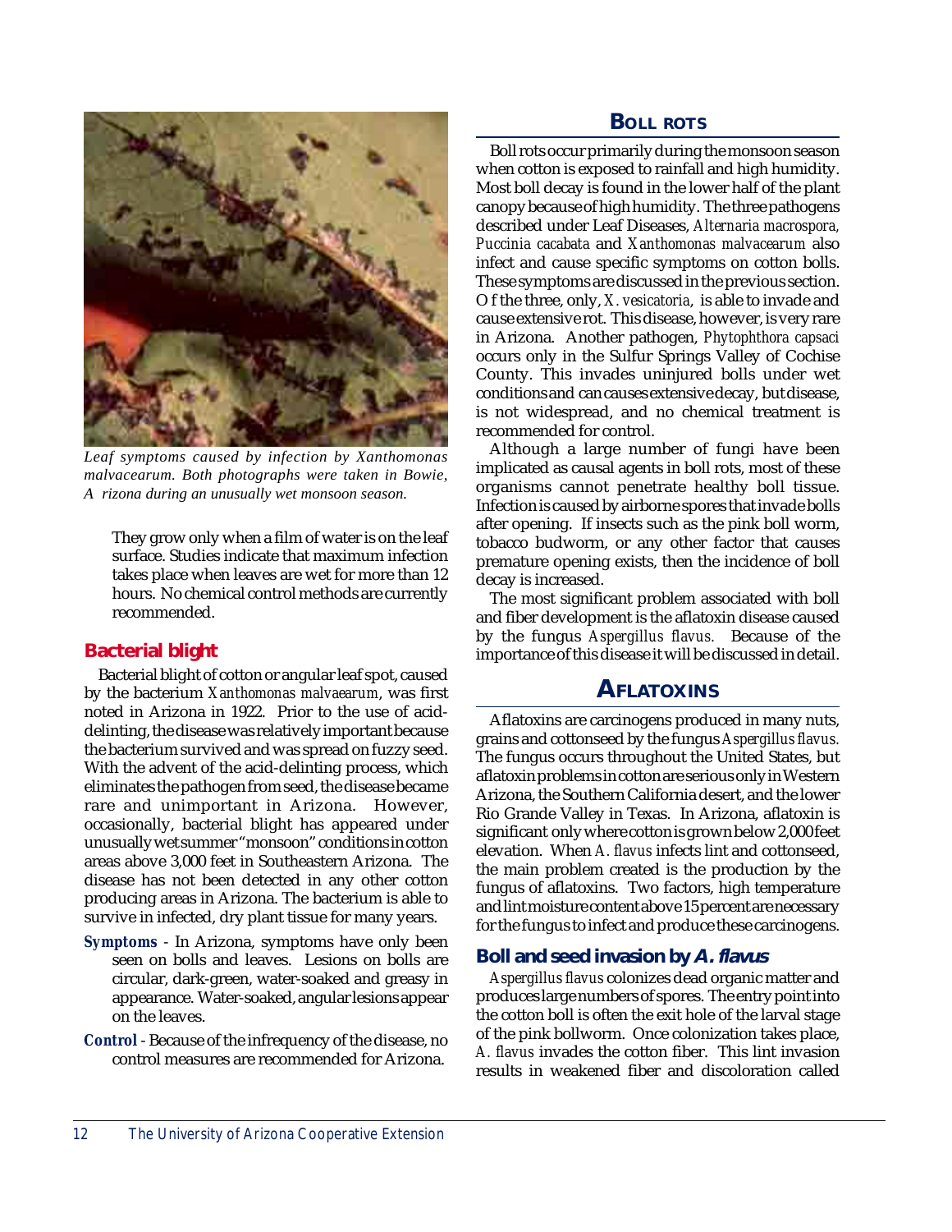*Leaf symptoms caused by infection by Xanthomonas malvacearum. Both photographs were taken in Bowie, A rizona during an unusually wet monsoon season.*

They grow only when a film of water is on the leaf surface. Studies indicate that maximum infection takes place when leaves are wet for more than 12 hours. No chemical control methods are currently recommended.

### Bacterial blight

Bacterial blight of cotton or angular leaf spot, caused by the bacterium *Xanthomonas malvaearum*, was first noted in Arizona in 1922. Prior to the use of acid-delinting, the disease was relatively important because the bacterium survived and was spread on fuzzy seed. With the advent of the acid-delinting process, which eliminates the pathogen from seed, the disease became rare and unimportant in Arizona. However, occasionally, bacterial blight has appeared under unusually wet summer "monsoon" conditions in cotton areas above 3,000 feet in Southeastern Arizona. The disease has not been detected in any other cotton producing areas in Arizona. The bacterium is able to survive in infected, dry plant tissue for many years.

**Symptoms** - In Arizona, symptoms have only been seen on bolls and leaves. Lesions on bolls are circular, dark-green, water-soaked and greasy in appearance. Water-soaked, angular lesions appear on the leaves.

**Control** - Because of the infrequency of the disease, no control measures are recommended for Arizona.

## BOLL ROTS

Boll rots occur primarily during the monsoon season when cotton is exposed to rainfall and high humidity. Most boll decay is found in the lower half of the plant canopy because of high humidity. The three pathogens described under Leaf Diseases, *Alternaria macrospora, Puccinia cacabata* and *Xanthomonas malvacearum* also infect and cause specific symptoms on cotton bolls. These symptoms are discussed in the previous section. Of the three, only, *X. vesicatoria*, is able to invade and cause extensive rot. This disease, however, is very rare in Arizona. Another pathogen, *Phytophthora capsaci* occurs only in the Sulfur Springs Valley of Cochise County. This invades uninjured bolls under wet conditions and can causes extensive decay, but disease, is not widespread, and no chemical treatment is recommended for control.

Although a large number of fungi have been implicated as causal agents in boll rots, most of these organisms cannot penetrate healthy boll tissue. Infection is caused by airborne spores that invade bolls after opening. If insects such as the pink boll worm, tobacco budworm, or any other factor that causes premature opening exists, then the incidence of boll decay is increased.

The most significant problem associated with boll and fiber development is the aflatoxin disease caused by the fungus *Aspergillus flavus.* Because of the importance of this disease it will be discussed in detail.

## AFLATOXINS

Aflatoxins are carcinogens produced in many nuts, grains and cottonseed by the fungus *Aspergillus flavus.* The fungus occurs throughout the United States, but aflatoxin problems in cotton are serious only in Western Arizona, the Southern California desert, and the lower Rio Grande Valley in Texas. In Arizona, aflatoxin is significant only where cotton is grown below 2,000 feet elevation. When *A. flavus* infects lint and cottonseed, the main problem created is the production by the fungus of aflatoxins. Two factors, high temperature and lint moisture content above 15 percent are necessary for the fungus to infect and produce these carcinogens.

### Boll and seed invasion by *A. flavus*

*Aspergillus flavus* colonizes dead organic matter and produces large numbers of spores. The entry point into the cotton boll is often the exit hole of the larval stage of the pink bollworm. Once colonization takes place, *A. flavus* invades the cotton fiber. This lint invasion results in weakened fiber and discoloration called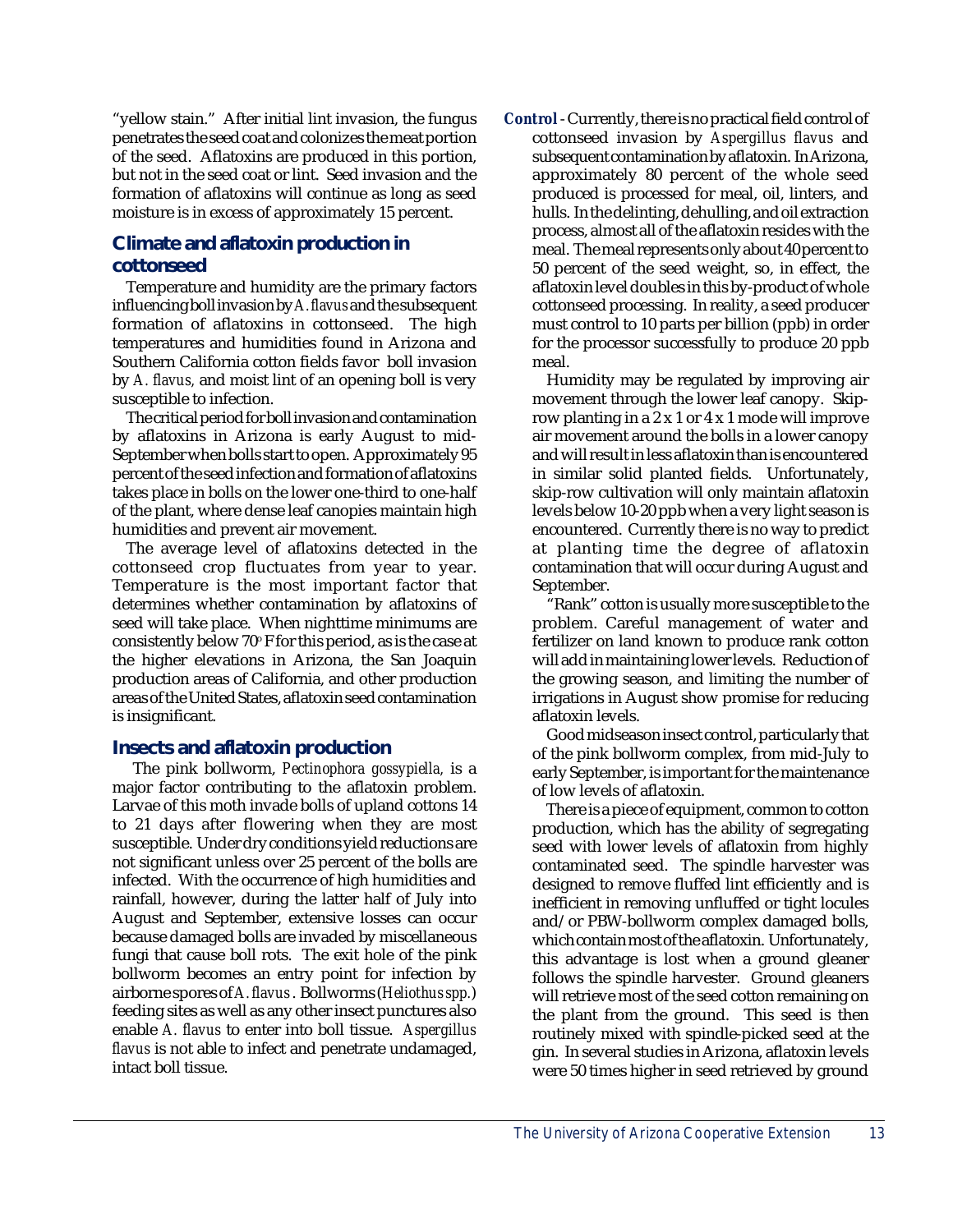"yellow stain." After initial lint invasion, the fungus penetrates the seed coat and colonizes the meat portion of the seed. Aflatoxins are produced in this portion, but not in the seed coat or lint. Seed invasion and the formation of aflatoxins will continue as long as seed moisture is in excess of approximately 15 percent.

## Climate and aflatoxin production in cottonseed

Temperature and humidity are the primary factors influencing boll invasion by *A. flavus* and the subsequent formation of aflatoxins in cottonseed. The high temperatures and humidities found in Arizona and Southern California cotton fields favor boll invasion by *A. flavus*, and moist lint of an opening boll is very susceptible to infection.

The critical period for boll invasion and contamination by aflatoxins in Arizona is early August to mid-September when bolls start to open. Approximately 95 percent of the seed infection and formation of aflatoxins takes place in bolls on the lower one-third to one-half of the plant, where dense leaf canopies maintain high humidities and prevent air movement.

The average level of aflatoxins detected in the cottonseed crop fluctuates from year to year. Temperature is the most important factor that determines whether contamination by aflatoxins of seed will take place. When nighttime minimums are consistently below 70° F for this period, as is the case at the higher elevations in Arizona, the San Joaquin production areas of California, and other production areas of the United States, aflatoxin seed contamination is insignificant.

## Insects and aflatoxin production

The pink bollworm, *Pectinophora gossypiella*, is a major factor contributing to the aflatoxin problem. Larvae of this moth invade bolls of upland cottons 14 to 21 days after flowering when they are most susceptible. Under dry conditions yield reductions are not significant unless over 25 percent of the bolls are infected. With the occurrence of high humidities and rainfall, however, during the latter half of July into August and September, extensive losses can occur because damaged bolls are invaded by miscellaneous fungi that cause boll rots. The exit hole of the pink bollworm becomes an entry point for infection by airborne spores of *A. flavus*. Bollworms (*Heliothus spp.*) feeding sites as well as any other insect punctures also enable *A. flavus* to enter into boll tissue. *Aspergillus flavus* is not able to infect and penetrate undamaged, intact boll tissue.

**Control** - Currently, there is no practical field control of cottonseed invasion by *Aspergillus flavus* and subsequent contamination by aflatoxin. In Arizona, approximately 80 percent of the whole seed produced is processed for meal, oil, linters, and hulls. In the delinting, dehulling, and oil extraction process, almost all of the aflatoxin resides with the meal. The meal represents only about 40 percent to 50 percent of the seed weight, so, in effect, the aflatoxin level doubles in this by-product of whole cottonseed processing. In reality, a seed producer must control to 10 parts per billion (ppb) in order for the processor successfully to produce 20 ppb meal.

Humidity may be regulated by improving air movement through the lower leaf canopy. Skip-row planting in a 2 x 1 or 4 x 1 mode will improve air movement around the bolls in a lower canopy and will result in less aflatoxin than is encountered in similar solid planted fields. Unfortunately, skip-row cultivation will only maintain aflatoxin levels below 10-20 ppb when a very light season is encountered. Currently there is no way to predict at planting time the degree of aflatoxin contamination that will occur during August and September.

"Rank" cotton is usually more susceptible to the problem. Careful management of water and fertilizer on land known to produce rank cotton will add in maintaining lower levels. Reduction of the growing season, and limiting the number of irrigations in August show promise for reducing aflatoxin levels.

Good midseason insect control, particularly that of the pink bollworm complex, from mid-July to early September, is important for the maintenance of low levels of aflatoxin.

There is a piece of equipment, common to cotton production, which has the ability of segregating seed with lower levels of aflatoxin from highly contaminated seed. The spindle harvester was designed to remove fluffed lint efficiently and is inefficient in removing unfluffed or tight locules and/or PBW-bollworm complex damaged bolls, which contain most of the aflatoxin. Unfortunately, this advantage is lost when a ground gleaner follows the spindle harvester. Ground gleaners will retrieve most of the seed cotton remaining on the plant from the ground. This seed is then routinely mixed with spindle-picked seed at the gin. In several studies in Arizona, aflatoxin levels were 50 times higher in seed retrieved by ground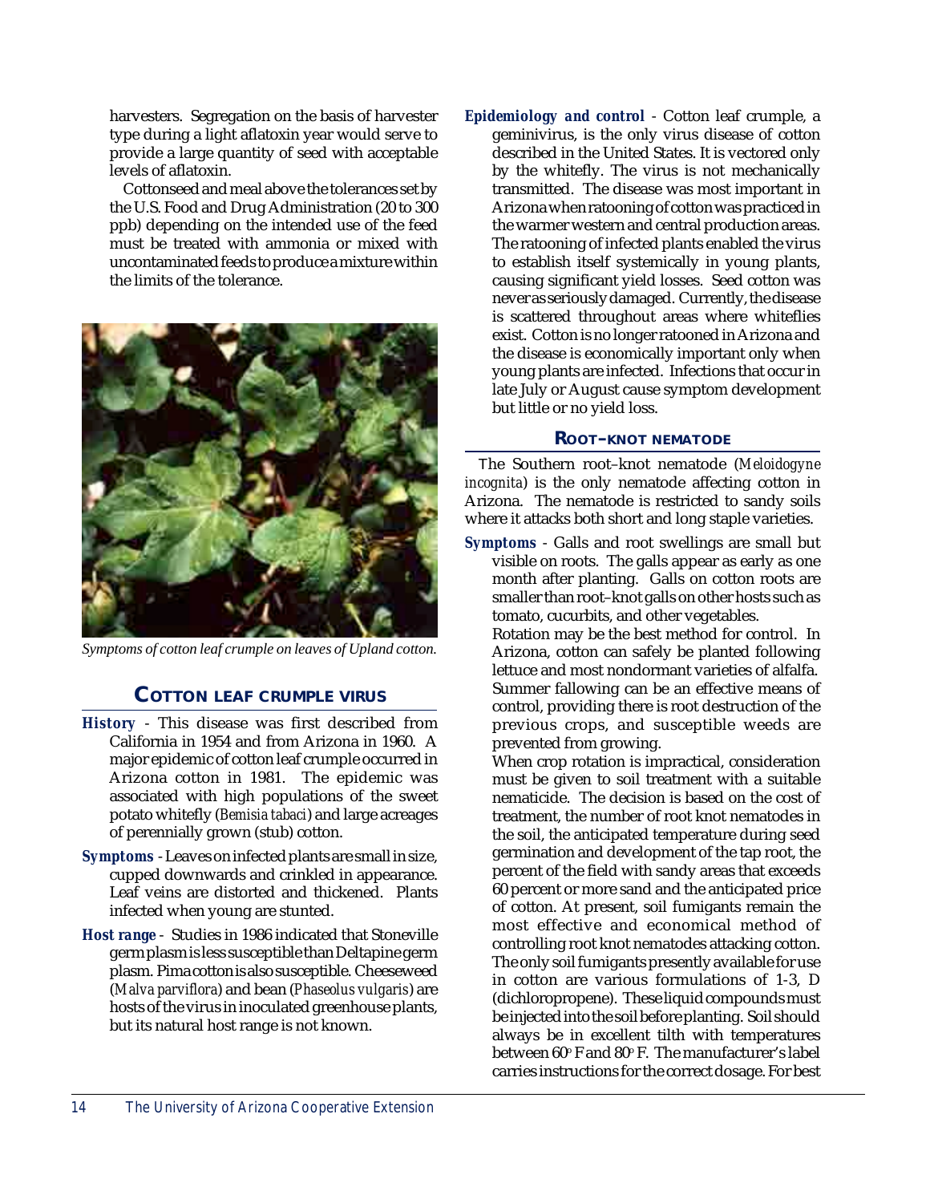harvesters. Segregation on the basis of harvester type during a light aflatoxin year would serve to provide a large quantity of seed with acceptable levels of aflatoxin.

Cottonseed and meal above the tolerances set by the U.S. Food and Drug Administration (20 to 300 ppb) depending on the intended use of the feed must be treated with ammonia or mixed with uncontaminated feeds to produce a mixture within the limits of the tolerance.

*Symptoms of cotton leaf crumple on leaves of Upland cotton.*

## COTTON LEAF CRUMPLE VIRUS

**History** - This disease was first described from California in 1954 and from Arizona in 1960. A major epidemic of cotton leaf crumple occurred in Arizona cotton in 1981. The epidemic was associated with high populations of the sweet potato whitefly (*Bemisia tabaci*) and large acreages of perennially grown (stub) cotton.

**Symptoms** - Leaves on infected plants are small in size, cupped downwards and crinkled in appearance. Leaf veins are distorted and thickened. Plants infected when young are stunted.

**Host range** - Studies in 1986 indicated that Stoneville germplasm is less susceptible than Deltapine germ plasm. Pima cotton is also susceptible. Cheeseweed (*Malva parviflora*) and bean (*Phaseolus vulgaris*) are hosts of the virus in inoculated greenhouse plants, but its natural host range is not known.

**Epidemiology and control** - Cotton leaf crumple, a geminivirus, is the only virus disease of cotton described in the United States. It is vectored only by the whitefly. The virus is not mechanically transmitted. The disease was most important in Arizona when ratooning of cotton was practiced in the warmer western and central production areas. The ratooning of infected plants enabled the virus to establish itself systemically in young plants, causing significant yield losses. Seed cotton was never as seriously damaged. Currently, the disease is scattered throughout areas where whiteflies exist. Cotton is no longer ratooned in Arizona and the disease is economically important only when young plants are infected. Infections that occur in late July or August cause symptom development but little or no yield loss.

## ROOT–KNOT NEMATODE

The Southern root–knot nematode (*Meloidogyne incognita*) is the only nematode affecting cotton in Arizona. The nematode is restricted to sandy soils where it attacks both short and long staple varieties.

**Symptoms** - Galls and root swellings are small but visible on roots. The galls appear as early as one month after planting. Galls on cotton roots are smaller than root–knot galls on other hosts such as tomato, cucurbits, and other vegetables.

Rotation may be the best method for control. In Arizona, cotton can safely be planted following lettuce and most nondormant varieties of alfalfa. Summer fallowing can be an effective means of control, providing there is root destruction of the previous crops, and susceptible weeds are prevented from growing.

When crop rotation is impractical, consideration must be given to soil treatment with a suitable nematicide. The decision is based on the cost of treatment, the number of root knot nematodes in the soil, the anticipated temperature during seed germination and development of the tap root, the percent of the field with sandy areas that exceeds 60 percent or more sand and the anticipated price of cotton. At present, soil fumigants remain the most effective and economical method of controlling root knot nematodes attacking cotton. The only soil fumigants presently available for use in cotton are various formulations of 1-3, D (dichloropropene). These liquid compounds must be injected into the soil before planting. Soil should always be in excellent tilth with temperatures between 60° F and 80° F. The manufacturer's label carries instructions for the correct dosage. For best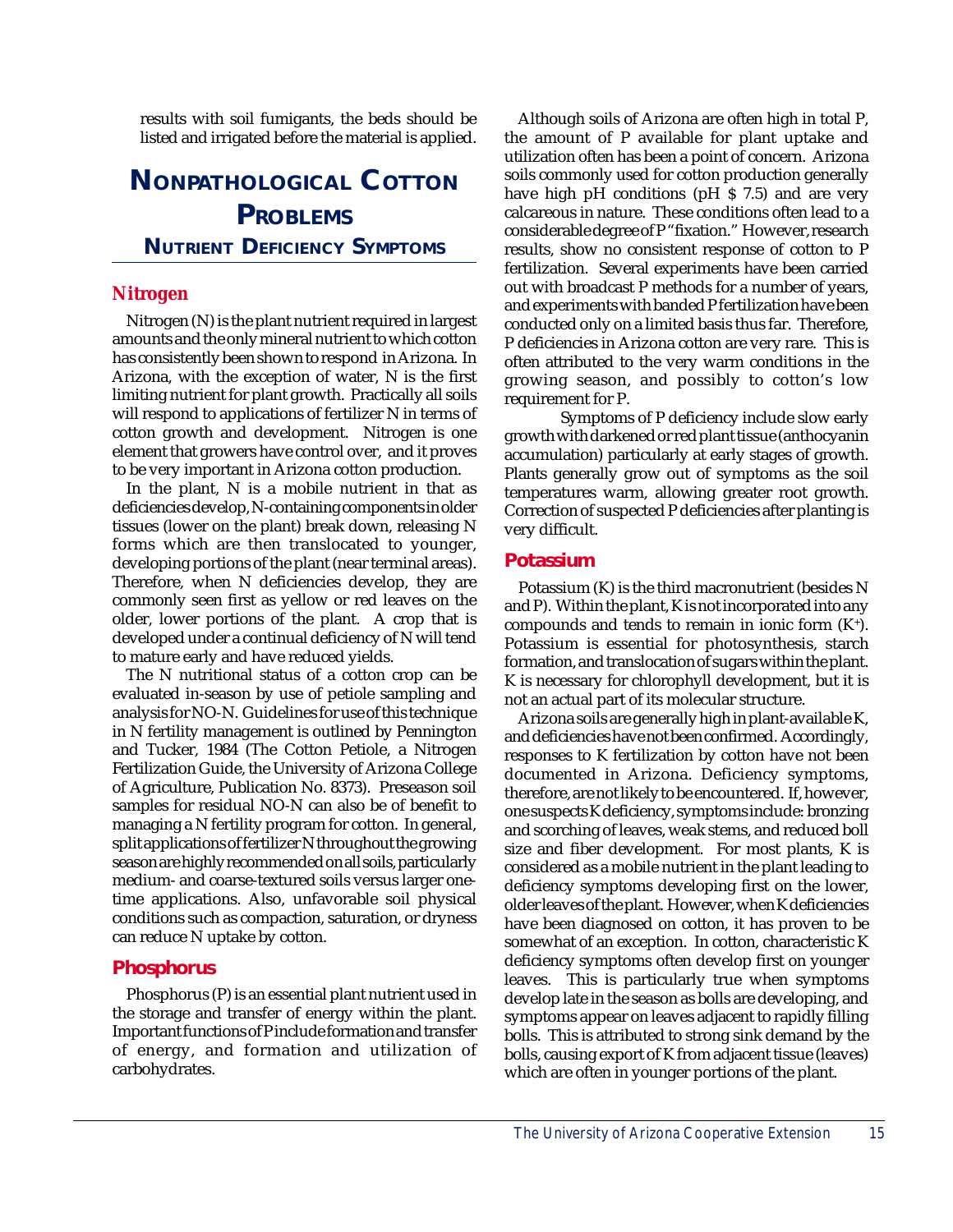results with soil fumigants, the beds should be listed and irrigated before the material is applied.

# NONPATHOLOGICAL COTTON PROBLEMS

## NUTRIENT DEFICIENCY SYMPTOMS

### Nitrogen

Nitrogen (N) is the plant nutrient required in largest amounts and the only mineral nutrient to which cotton has consistently been shown to respond in Arizona. In Arizona, with the exception of water, N is the first limiting nutrient for plant growth. Practically all soils will respond to applications of fertilizer N in terms of cotton growth and development. Nitrogen is one element that growers have control over, and it proves to be very important in Arizona cotton production.

In the plant, N is a mobile nutrient in that as deficiencies develop, N-containing components in older tissues (lower on the plant) break down, releasing N forms which are then translocated to younger, developing portions of the plant (near terminal areas). Therefore, when N deficiencies develop, they are commonly seen first as yellow or red leaves on the older, lower portions of the plant. A crop that is developed under a continual deficiency of N will tend to mature early and have reduced yields.

The N nutritional status of a cotton crop can be evaluated in-season by use of petiole sampling and analysis for NO-N. Guidelines for use of this technique in N fertility management is outlined by Pennington and Tucker, 1984 (The Cotton Petiole, a Nitrogen Fertilization Guide, the University of Arizona College of Agriculture, Publication No. 8373). Preseason soil samples for residual NO-N can also be of benefit to managing a N fertility program for cotton. In general, split applications of fertilizer N throughout the growing season are highly recommended on all soils, particularly medium- and coarse-textured soils versus larger one-time applications. Also, unfavorable soil physical conditions such as compaction, saturation, or dryness can reduce N uptake by cotton.

### Phosphorus

Phosphorus (P) is an essential plant nutrient used in the storage and transfer of energy within the plant. Important functions of P include formation and transfer of energy, and formation and utilization of carbohydrates.

Although soils of Arizona are often high in total P, the amount of P available for plant uptake and utilization often has been a point of concern. Arizona soils commonly used for cotton production generally have high pH conditions (pH $ 7.5) and are very calcareous in nature. These conditions often lead to a considerable degree of P "fixation." However, research results, show no consistent response of cotton to P fertilization. Several experiments have been carried out with broadcast P methods for a number of years, and experiments with banded P fertilization have been conducted only on a limited basis thus far. Therefore, P deficiencies in Arizona cotton are very rare. This is often attributed to the very warm conditions in the growing season, and possibly to cotton's low requirement for P.

Symptoms of P deficiency include slow early growth with darkened or red plant tissue (anthocyanin accumulation) particularly at early stages of growth. Plants generally grow out of symptoms as the soil temperatures warm, allowing greater root growth. Correction of suspected P deficiencies after planting is very difficult.

### Potassium

Potassium (K) is the third macronutrient (besides N and P). Within the plant, K is not incorporated into any compounds and tends to remain in ionic form ($K^+$). Potassium is essential for photosynthesis, starch formation, and translocation of sugars within the plant. K is necessary for chlorophyll development, but it is not an actual part of its molecular structure.

Arizona soils are generally high in plant-available K, and deficiencies have not been confirmed. Accordingly, responses to K fertilization by cotton have not been documented in Arizona. Deficiency symptoms, therefore, are not likely to be encountered. If, however, one suspects K deficiency, symptoms include: bronzing and scorching of leaves, weak stems, and reduced boll size and fiber development. For most plants, K is considered as a mobile nutrient in the plant leading to deficiency symptoms developing first on the lower, older leaves of the plant. However, when K deficiencies have been diagnosed on cotton, it has proven to be somewhat of an exception. In cotton, characteristic K deficiency symptoms often develop first on younger leaves. This is particularly true when symptoms develop late in the season as bolls are developing, and symptoms appear on leaves adjacent to rapidly filling bolls. This is attributed to strong sink demand by the bolls, causing export of K from adjacent tissue (leaves) which are often in younger portions of the plant.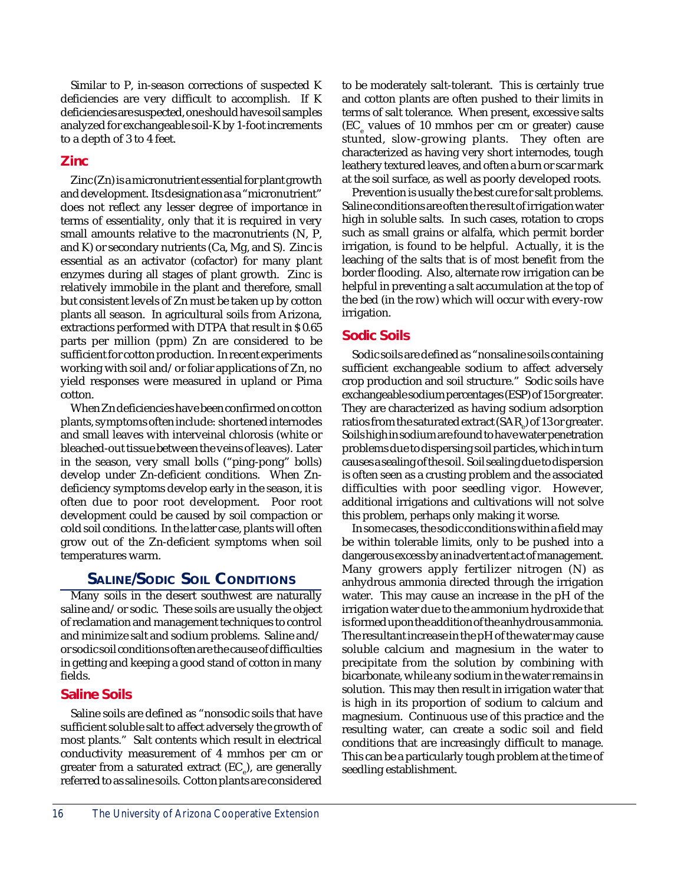Similar to P, in-season corrections of suspected K deficiencies are very difficult to accomplish. If K deficiencies are suspected, one should have soil samples analyzed for exchangeable soil-K by 1-foot increments to a depth of 3 to 4 feet.

### Zinc

Zinc (Zn) is a micronutrient essential for plant growth and development. Its designation as a "micronutrient" does not reflect any lesser degree of importance in terms of essentiality, only that it is required in very small amounts relative to the macronutrients (N, P, and K) or secondary nutrients (Ca, Mg, and S). Zinc is essential as an activator (cofactor) for many plant enzymes during all stages of plant growth. Zinc is relatively immobile in the plant and therefore, small but consistent levels of Zn must be taken up by cotton plants all season. In agricultural soils from Arizona, extractions performed with DTPA that result in $\geq$ 0.65 parts per million (ppm) Zn are considered to be sufficient for cotton production. In recent experiments working with soil and/or foliar applications of Zn, no yield responses were measured in upland or Pima cotton.

When Zn deficiencies have been confirmed on cotton plants, symptoms often include: shortened internodes and small leaves with interveinal chlorosis (white or bleached-out tissue between the veins of leaves). Later in the season, very small bolls ("ping-pong" bolls) develop under Zn-deficient conditions. When Zn-deficiency symptoms develop early in the season, it is often due to poor root development. Poor root development could be caused by soil compaction or cold soil conditions. In the latter case, plants will often grow out of the Zn-deficient symptoms when soil temperatures warm.

## Saline/Sodic Soil Conditions

Many soils in the desert southwest are naturally saline and/or sodic. These soils are usually the object of reclamation and management techniques to control and minimize salt and sodium problems. Saline and/or sodic soil conditions often are the cause of difficulties in getting and keeping a good stand of cotton in many fields.

### Saline Soils

Saline soils are defined as "nonsodic soils that have sufficient soluble salt to affect adversely the growth of most plants." Salt contents which result in electrical conductivity measurement of 4 mmhos per cm or greater from a saturated extract ($EC_e$), are generally referred to as saline soils. Cotton plants are considered to be moderately salt-tolerant. This is certainly true and cotton plants are often pushed to their limits in terms of salt tolerance. When present, excessive salts ($EC_e$ values of 10 mmhos per cm or greater) cause stunted, slow-growing plants. They often are characterized as having very short internodes, tough leathery textured leaves, and often a burn or scar mark at the soil surface, as well as poorly developed roots.

Prevention is usually the best cure for salt problems. Saline conditions are often the result of irrigation water high in soluble salts. In such cases, rotation to crops such as small grains or alfalfa, which permit border irrigation, is found to be helpful. Actually, it is the leaching of the salts that is of most benefit from the border flooding. Also, alternate row irrigation can be helpful in preventing a salt accumulation at the top of the bed (in the row) which will occur with every-row irrigation.

### Sodic Soils

Sodic soils are defined as "nonsaline soils containing sufficient exchangeable sodium to affect adversely crop production and soil structure." Sodic soils have exchangeable sodium percentages (ESP) of 15 or greater. They are characterized as having sodium adsorption ratios from the saturated extract ($SAR_e$) of 13 or greater. Soils high in sodium are found to have water penetration problems due to dispersing soil particles, which in turn causes a sealing of the soil. Soil sealing due to dispersion is often seen as a crusting problem and the associated difficulties with poor seedling vigor. However, additional irrigations and cultivations will not solve this problem, perhaps only making it worse.

In some cases, the sodic conditions within a field may be within tolerable limits, only to be pushed into a dangerous excess by an inadvertent act of management. Many growers apply fertilizer nitrogen (N) as anhydrous ammonia directed through the irrigation water. This may cause an increase in the pH of the irrigation water due to the ammonium hydroxide that is formed upon the addition of the anhydrous ammonia. The resultant increase in the pH of the water may cause soluble calcium and magnesium in the water to precipitate from the solution by combining with bicarbonate, while any sodium in the water remains in solution. This may then result in irrigation water that is high in its proportion of sodium to calcium and magnesium. Continuous use of this practice and the resulting water, can create a sodic soil and field conditions that are increasingly difficult to manage. This can be a particularly tough problem at the time of seedling establishment.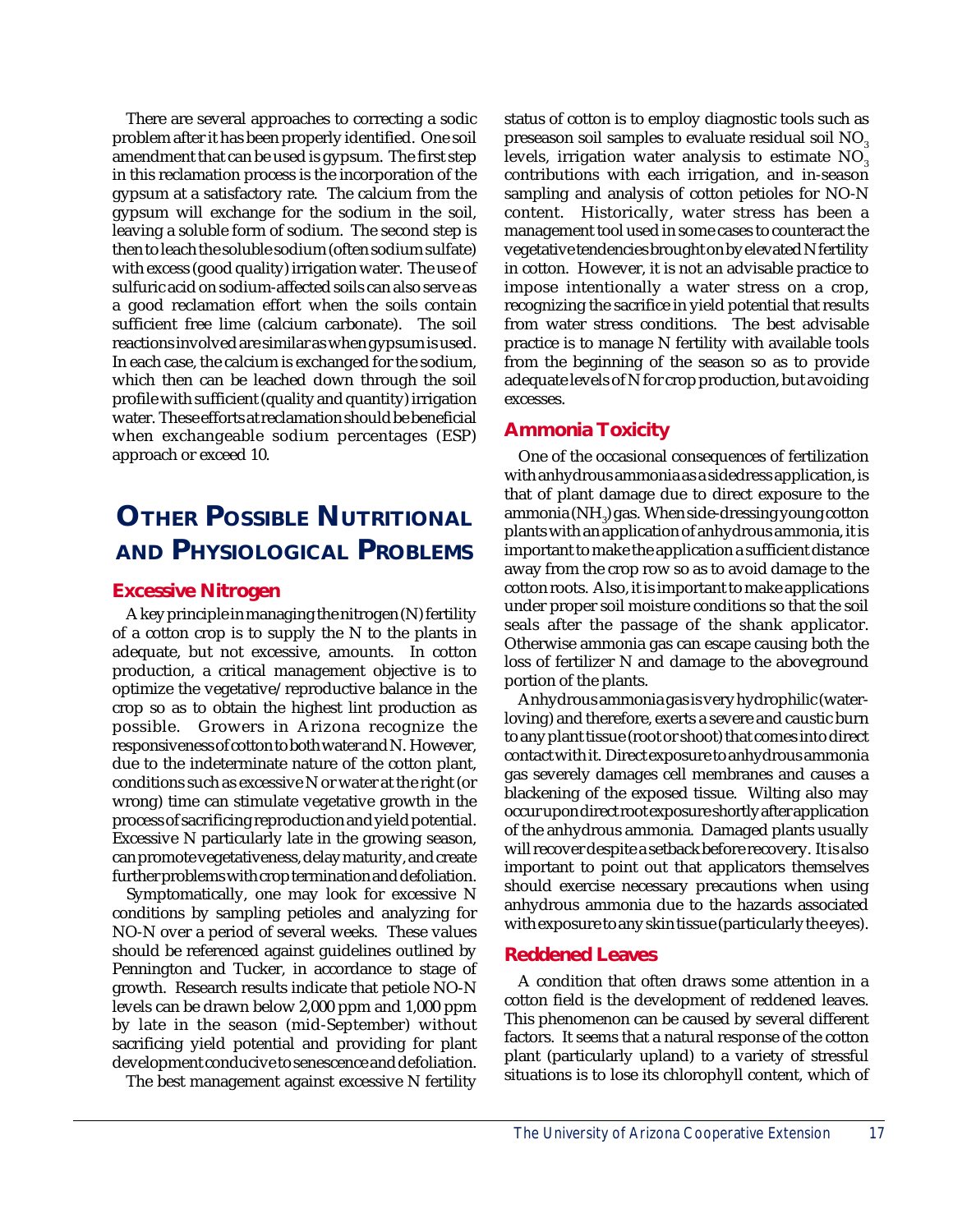There are several approaches to correcting a sodic problem after it has been properly identified. One soil amendment that can be used is gypsum. The first step in this reclamation process is the incorporation of the gypsum at a satisfactory rate. The calcium from the gypsum will exchange for the sodium in the soil, leaving a soluble form of sodium. The second step is then to leach the soluble sodium (often sodium sulfate) with excess (good quality) irrigation water. The use of sulfuric acid on sodium-affected soils can also serve as a good reclamation effort when the soils contain sufficient free lime (calcium carbonate). The soil reactions involved are similar as when gypsum is used. In each case, the calcium is exchanged for the sodium, which then can be leached down through the soil profile with sufficient (quality and quantity) irrigation water. These efforts at reclamation should be beneficial when exchangeable sodium percentages (ESP) approach or exceed 10.

# Other Possible Nutritional and Physiological Problems

## Excessive Nitrogen

A key principle in managing the nitrogen (N) fertility of a cotton crop is to supply the N to the plants in adequate, but not excessive, amounts. In cotton production, a critical management objective is to optimize the vegetative/reproductive balance in the crop so as to obtain the highest lint production as possible. Growers in Arizona recognize the responsiveness of cotton to both water and N. However, due to the indeterminate nature of the cotton plant, conditions such as excessive N or water at the right (or wrong) time can stimulate vegetative growth in the process of sacrificing reproduction and yield potential. Excessive N particularly late in the growing season, can promote vegetativeness, delay maturity, and create further problems with crop termination and defoliation.

Symptomatically, one may look for excessive N conditions by sampling petioles and analyzing for NO-N over a period of several weeks. These values should be referenced against guidelines outlined by Pennington and Tucker, in accordance to stage of growth. Research results indicate that petiole NO-N levels can be drawn below 2,000 ppm and 1,000 ppm by late in the season (mid-September) without sacrificing yield potential and providing for plant development conducive to senescence and defoliation.

The best management against excessive N fertility status of cotton is to employ diagnostic tools such as preseason soil samples to evaluate residual soil $NO_3$ levels, irrigation water analysis to estimate $NO_3$ contributions with each irrigation, and in-season sampling and analysis of cotton petioles for NO-N content. Historically, water stress has been a management tool used in some cases to counteract the vegetative tendencies brought on by elevated N fertility in cotton. However, it is not an advisable practice to impose intentionally a water stress on a crop, recognizing the sacrifice in yield potential that results from water stress conditions. The best advisable practice is to manage N fertility with available tools from the beginning of the season so as to provide adequate levels of N for crop production, but avoiding excesses.

## Ammonia Toxicity

One of the occasional consequences of fertilization with anhydrous ammonia as a sidedress application, is that of plant damage due to direct exposure to the ammonia ($NH_3$) gas. When side-dressing young cotton plants with an application of anhydrous ammonia, it is important to make the application a sufficient distance away from the crop row so as to avoid damage to the cotton roots. Also, it is important to make applications under proper soil moisture conditions so that the soil seals after the passage of the shank applicator. Otherwise ammonia gas can escape causing both the loss of fertilizer N and damage to the aboveground portion of the plants.

Anhydrous ammonia gas is very hydrophilic (water-loving) and therefore, exerts a severe and caustic burn to any plant tissue (root or shoot) that comes into direct contact with it. Direct exposure to anhydrous ammonia gas severely damages cell membranes and causes a blackening of the exposed tissue. Wilting also may occur upon direct root exposure shortly after application of the anhydrous ammonia. Damaged plants usually will recover despite a setback before recovery. It is also important to point out that applicators themselves should exercise necessary precautions when using anhydrous ammonia due to the hazards associated with exposure to any skin tissue (particularly the eyes).

## Reddened Leaves

A condition that often draws some attention in a cotton field is the development of reddened leaves. This phenomenon can be caused by several different factors. It seems that a natural response of the cotton plant (particularly upland) to a variety of stressful situations is to lose its chlorophyll content, which of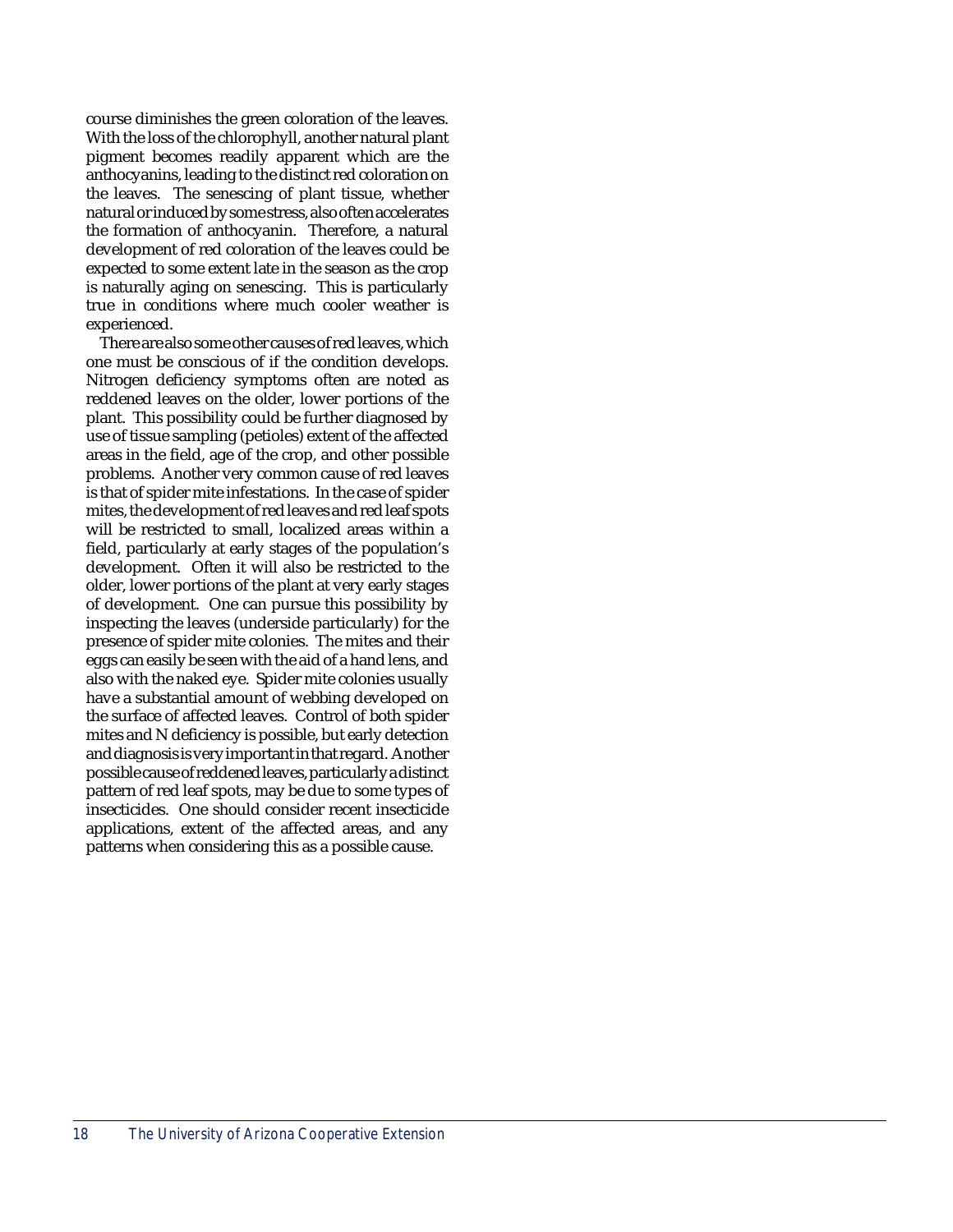course diminishes the green coloration of the leaves. With the loss of the chlorophyll, another natural plant pigment becomes readily apparent which are the anthocyanins, leading to the distinct red coloration on the leaves. The senescing of plant tissue, whether natural or induced by some stress, also often accelerates the formation of anthocyanin. Therefore, a natural development of red coloration of the leaves could be expected to some extent late in the season as the crop is naturally aging on senescing. This is particularly true in conditions where much cooler weather is experienced.

There are also some other causes of red leaves, which one must be conscious of if the condition develops. Nitrogen deficiency symptoms often are noted as reddened leaves on the older, lower portions of the plant. This possibility could be further diagnosed by use of tissue sampling (petioles) extent of the affected areas in the field, age of the crop, and other possible problems. Another very common cause of red leaves is that of spider mite infestations. In the case of spider mites, the development of red leaves and red leaf spots will be restricted to small, localized areas within a field, particularly at early stages of the population's development. Often it will also be restricted to the older, lower portions of the plant at very early stages of development. One can pursue this possibility by inspecting the leaves (underside particularly) for the presence of spider mite colonies. The mites and their eggs can easily be seen with the aid of a hand lens, and also with the naked eye. Spider mite colonies usually have a substantial amount of webbing developed on the surface of affected leaves. Control of both spider mites and N deficiency is possible, but early detection and diagnosis is very important in that regard. Another possible cause of reddened leaves, particularly a distinct pattern of red leaf spots, may be due to some types of insecticides. One should consider recent insecticide applications, extent of the affected areas, and any patterns when considering this as a possible cause.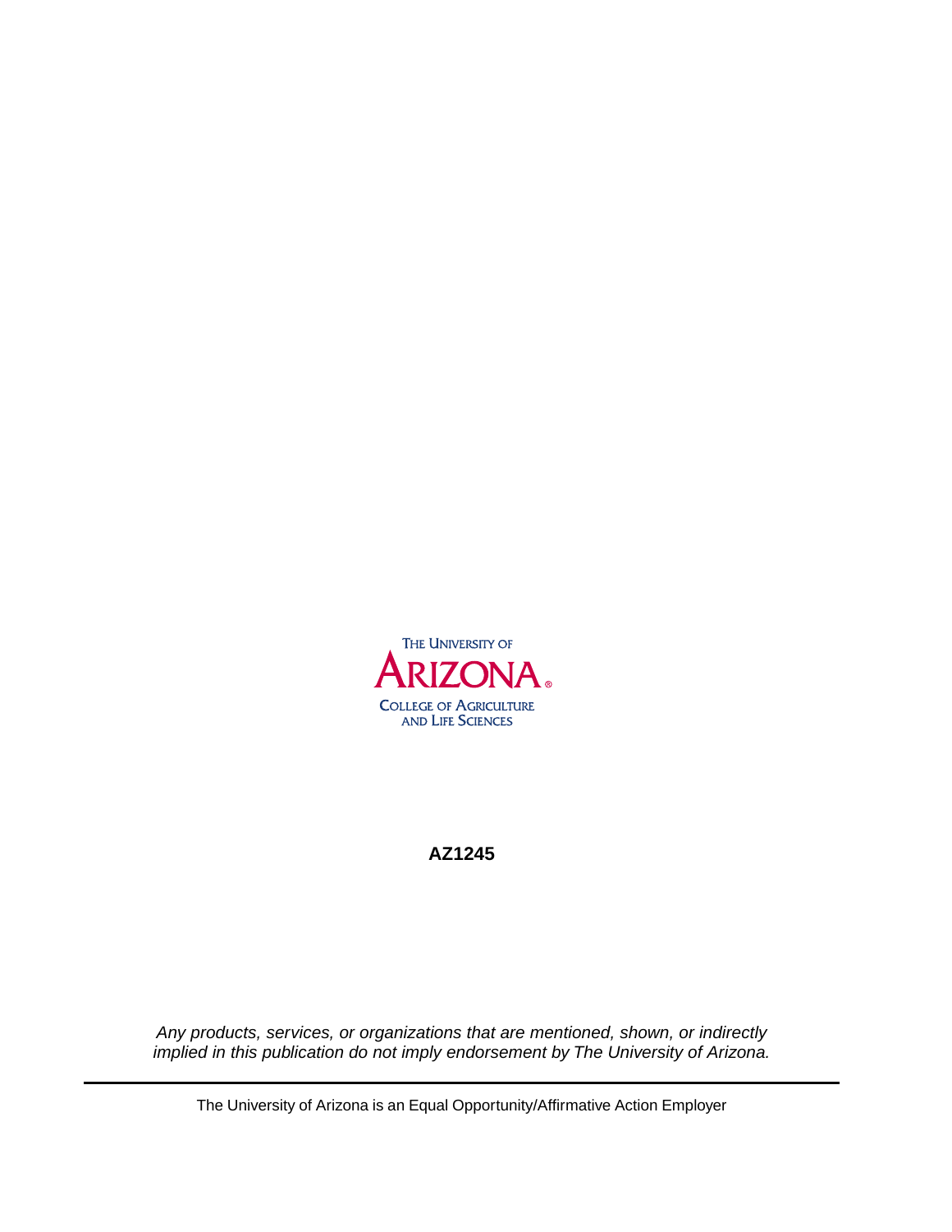THE UNIVERSITY OF
ARIZONA®
COLLEGE OF AGRICULTURE
AND LIFE SCIENCES

**AZ1245**

*Any products, services, or organizations that are mentioned, shown, or indirectly implied in this publication do not imply endorsement by The University of Arizona.*

---

The University of Arizona is an Equal Opportunity/Affirmative Action Employer